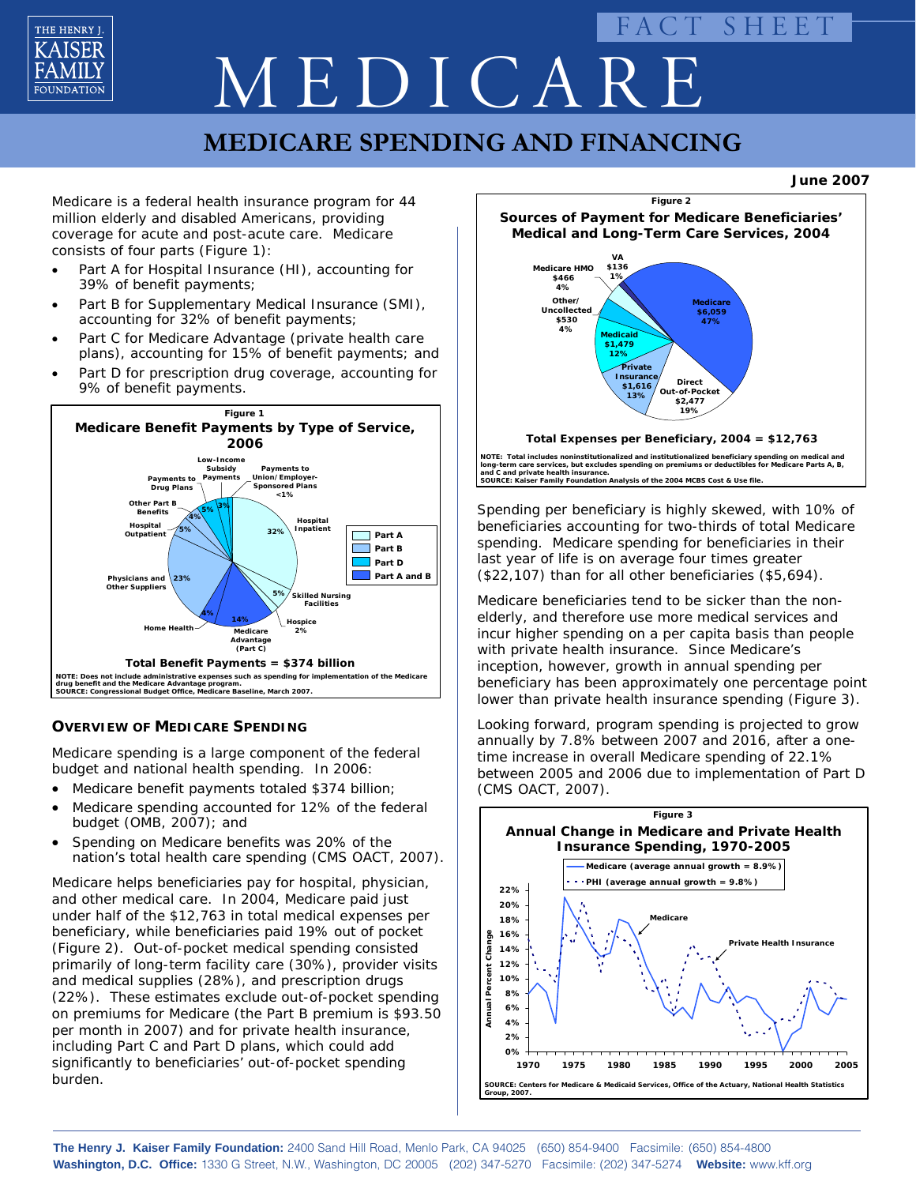# MEDICARE

FACT SHEET

## MEDICARE SPENDING AND FINANCING

**June 2007**

Medicare is a federal health insurance program for 44 million elderly and disabled Americans, providing coverage for acute and post-acute care. Medicare consists of four parts (Figure 1):

- Part A for Hospital Insurance (HI), accounting for 39% of benefit payments;
- Part B for Supplementary Medical Insurance (SMI), accounting for 32% of benefit payments;
- Part C for Medicare Advantage (private health care plans), accounting for 15% of benefit payments; and
- Part D for prescription drug coverage, accounting for 9% of benefit payments.

**Figure 1**

**Medicare Benefit Payments by Type of Service, 2006**

| Type of Service | Share |
|---|---|
| Hospital Inpatient (Part A) | 32% |
| Skilled Nursing Facilities (Part A) | 5% |
| Hospice (Part A) | 2% |
| Medicare Advantage (Part C) (Part A and B) | 14% |
| Home Health (Part A and B) | 4% |
| Physicians and Other Suppliers (Part B) | 23% |
| Hospital Outpatient (Part B) | 5% |
| Other Part B Benefits (Part B) | 4% |
| Payments to Drug Plans (Part D) | 5% |
| Low-Income Subsidy Payments (Part D) | 3% |
| Payments to Union/Employer-Sponsored Plans (Part D) | <1% |

**Total Benefit Payments = $374 billion**

NOTE: Does not include administrative expenses such as spending for implementation of the Medicare drug benefit and the Medicare Advantage program.
SOURCE: Congressional Budget Office, Medicare Baseline, March 2007.

### OVERVIEW OF MEDICARE SPENDING

Medicare spending is a large component of the federal budget and national health spending. In 2006:

- Medicare benefit payments totaled $374 billion;
- Medicare spending accounted for 12% of the federal budget (OMB, 2007); and
- Spending on Medicare benefits was 20% of the nation's total health care spending (CMS OACT, 2007).

Medicare helps beneficiaries pay for hospital, physician, and other medical care. In 2004, Medicare paid just under half of the $12,763 in total medical expenses per beneficiary, while beneficiaries paid 19% out of pocket (Figure 2). Out-of-pocket medical spending consisted primarily of long-term facility care (30%), provider visits and medical supplies (28%), and prescription drugs (22%). These estimates exclude out-of-pocket spending on premiums for Medicare (the Part B premium is $93.50 per month in 2007) and for private health insurance, including Part C and Part D plans, which could add significantly to beneficiaries' out-of-pocket spending burden.

**Figure 2**

**Sources of Payment for Medicare Beneficiaries' Medical and Long-Term Care Services, 2004**

| Source | Amount | Share |
|---|---|---|
| Medicare | $6,059 | 47% |
| Direct Out-of-Pocket | $2,477 | 19% |
| Private Insurance | $1,616 | 13% |
| Medicaid | $1,479 | 12% |
| Other/Uncollected | $530 | 4% |
| Medicare HMO | $466 | 4% |
| VA | $136 | 1% |

**Total Expenses per Beneficiary, 2004 = $12,763**

NOTE: Total includes noninstitutionalized and institutionalized beneficiary spending on medical and long-term care services, but excludes spending on premiums or deductibles for Medicare Parts A, B, and C and private health insurance.
SOURCE: Kaiser Family Foundation Analysis of the 2004 MCBS Cost & Use file.

Spending per beneficiary is highly skewed, with 10% of beneficiaries accounting for two-thirds of total Medicare spending. Medicare spending for beneficiaries in their last year of life is on average four times greater ($22,107) than for all other beneficiaries ($5,694).

Medicare beneficiaries tend to be sicker than the non-elderly, and therefore use more medical services and incur higher spending on a per capita basis than people with private health insurance. Since Medicare's inception, however, growth in annual spending per beneficiary has been approximately one percentage point lower than private health insurance spending (Figure 3).

Looking forward, program spending is projected to grow annually by 7.8% between 2007 and 2016, after a one-time increase in overall Medicare spending of 22.1% between 2005 and 2006 due to implementation of Part D (CMS OACT, 2007).

**Figure 3**

**Annual Change in Medicare and Private Health Insurance Spending, 1970-2005**

Medicare (average annual growth = 8.9%)
PHI (average annual growth = 9.8%)

SOURCE: Centers for Medicare & Medicaid Services, Office of the Actuary, National Health Statistics Group, 2007.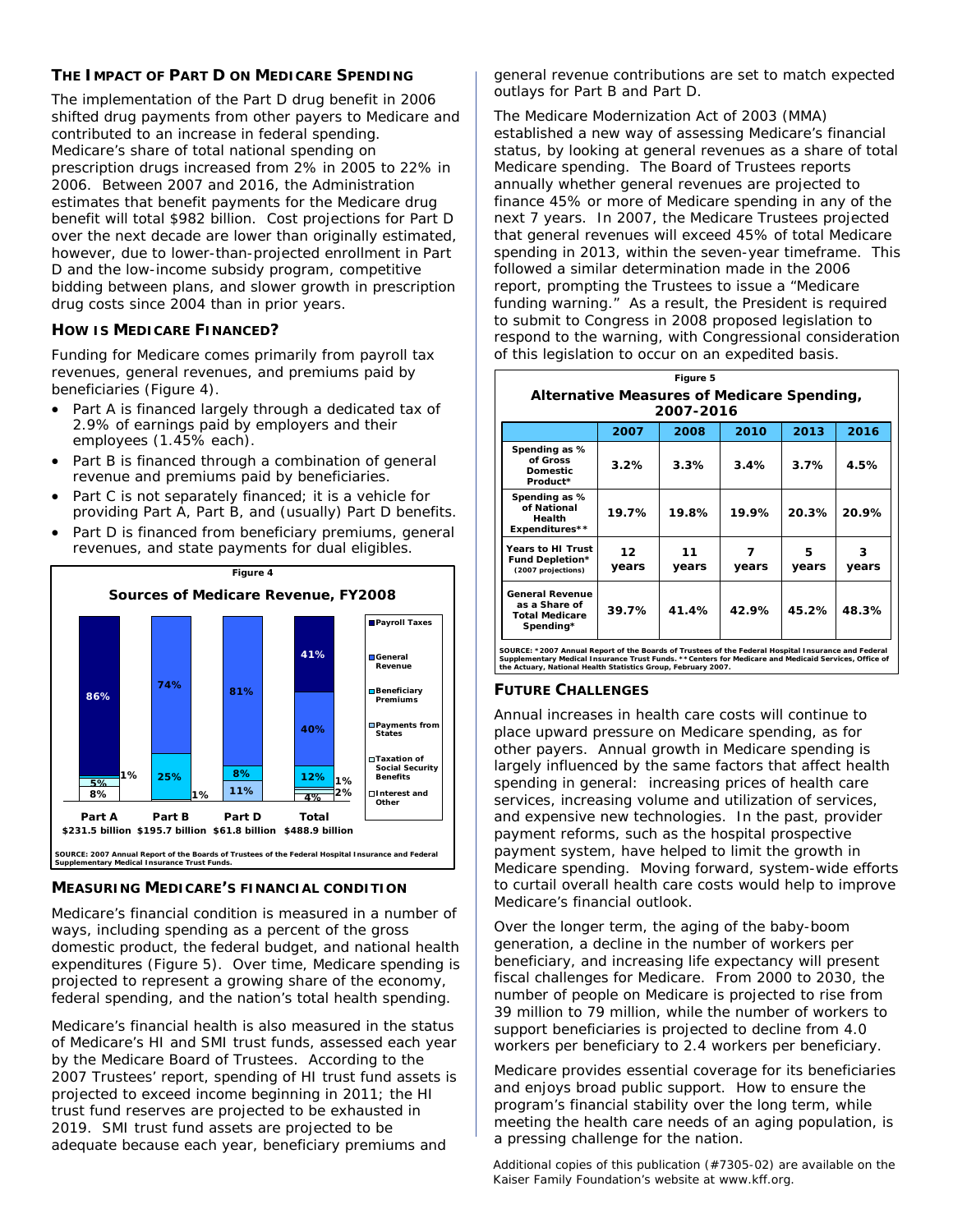### THE IMPACT OF PART D ON MEDICARE SPENDING

The implementation of the Part D drug benefit in 2006 shifted drug payments from other payers to Medicare and contributed to an increase in federal spending. Medicare's share of total national spending on prescription drugs increased from 2% in 2005 to 22% in 2006. Between 2007 and 2016, the Administration estimates that benefit payments for the Medicare drug benefit will total $982 billion. Cost projections for Part D over the next decade are lower than originally estimated, however, due to lower-than-projected enrollment in Part D and the low-income subsidy program, competitive bidding between plans, and slower growth in prescription drug costs since 2004 than in prior years.

### HOW IS MEDICARE FINANCED?

Funding for Medicare comes primarily from payroll tax revenues, general revenues, and premiums paid by beneficiaries (Figure 4).

- Part A is financed largely through a dedicated tax of 2.9% of earnings paid by employers and their employees (1.45% each).
- Part B is financed through a combination of general revenue and premiums paid by beneficiaries.
- Part C is not separately financed; it is a vehicle for providing Part A, Part B, and (usually) Part D benefits.
- Part D is financed from beneficiary premiums, general revenues, and state payments for dual eligibles.

Figure 4

**Sources of Medicare Revenue, FY2008**

Part A: 86%, 5%, 8%, 1%

Part B: 74%, 25%, 1%

Part D: 81%, 8%, 11%

Total: 41%, 40%, 12%, 4%, 1%, 2%

Part A $231.5 billion | Part B $195.7 billion | Part D $61.8 billion | Total $488.9 billion

Payroll Taxes
General Revenue
Beneficiary Premiums
Payments from States
Taxation of Social Security Benefits
Interest and Other

SOURCE: 2007 Annual Report of the Boards of Trustees of the Federal Hospital Insurance and Federal Supplementary Medical Insurance Trust Funds.

### MEASURING MEDICARE'S FINANCIAL CONDITION

Medicare's financial condition is measured in a number of ways, including spending as a percent of the gross domestic product, the federal budget, and national health expenditures (Figure 5). Over time, Medicare spending is projected to represent a growing share of the economy, federal spending, and the nation's total health spending.

Medicare's financial health is also measured in the status of Medicare's HI and SMI trust funds, assessed each year by the Medicare Board of Trustees. According to the 2007 Trustees' report, spending of HI trust fund assets is projected to exceed income beginning in 2011; the HI trust fund reserves are projected to be exhausted in 2019. SMI trust fund assets are projected to be adequate because each year, beneficiary premiums and general revenue contributions are set to match expected outlays for Part B and Part D.

The Medicare Modernization Act of 2003 (MMA) established a new way of assessing Medicare's financial status, by looking at general revenues as a share of total Medicare spending. The Board of Trustees reports annually whether general revenues are projected to finance 45% or more of Medicare spending in any of the next 7 years. In 2007, the Medicare Trustees projected that general revenues will exceed 45% of total Medicare spending in 2013, within the seven-year timeframe. This followed a similar determination made in the 2006 report, prompting the Trustees to issue a "Medicare funding warning." As a result, the President is required to submit to Congress in 2008 proposed legislation to respond to the warning, with Congressional consideration of this legislation to occur on an expedited basis.

Figure 5

**Alternative Measures of Medicare Spending, 2007-2016**

| | 2007 | 2008 | 2010 | 2013 | 2016 |
|---|---|---|---|---|---|
| Spending as % of Gross Domestic Product* | 3.2% | 3.3% | 3.4% | 3.7% | 4.5% |
| Spending as % of National Health Expenditures** | 19.7% | 19.8% | 19.9% | 20.3% | 20.9% |
| Years to HI Trust Fund Depletion* (2007 projections) | 12 years | 11 years | 7 years | 5 years | 3 years |
| General Revenue as a Share of Total Medicare Spending* | 39.7% | 41.4% | 42.9% | 45.2% | 48.3% |

SOURCE: *2007 Annual Report of the Boards of Trustees of the Federal Hospital Insurance and Federal Supplementary Medical Insurance Trust Funds. **Centers for Medicare and Medicaid Services, Office of the Actuary, National Health Statistics Group, February 2007.

### FUTURE CHALLENGES

Annual increases in health care costs will continue to place upward pressure on Medicare spending, as for other payers. Annual growth in Medicare spending is largely influenced by the same factors that affect health spending in general: increasing prices of health care services, increasing volume and utilization of services, and expensive new technologies. In the past, provider payment reforms, such as the hospital prospective payment system, have helped to limit the growth in Medicare spending. Moving forward, system-wide efforts to curtail overall health care costs would help to improve Medicare's financial outlook.

Over the longer term, the aging of the baby-boom generation, a decline in the number of workers per beneficiary, and increasing life expectancy will present fiscal challenges for Medicare. From 2000 to 2030, the number of people on Medicare is projected to rise from 39 million to 79 million, while the number of workers to support beneficiaries is projected to decline from 4.0 workers per beneficiary to 2.4 workers per beneficiary.

Medicare provides essential coverage for its beneficiaries and enjoys broad public support. How to ensure the program's financial stability over the long term, while meeting the health care needs of an aging population, is a pressing challenge for the nation.

Additional copies of this publication (#7305-02) are available on the Kaiser Family Foundation's website at www.kff.org.